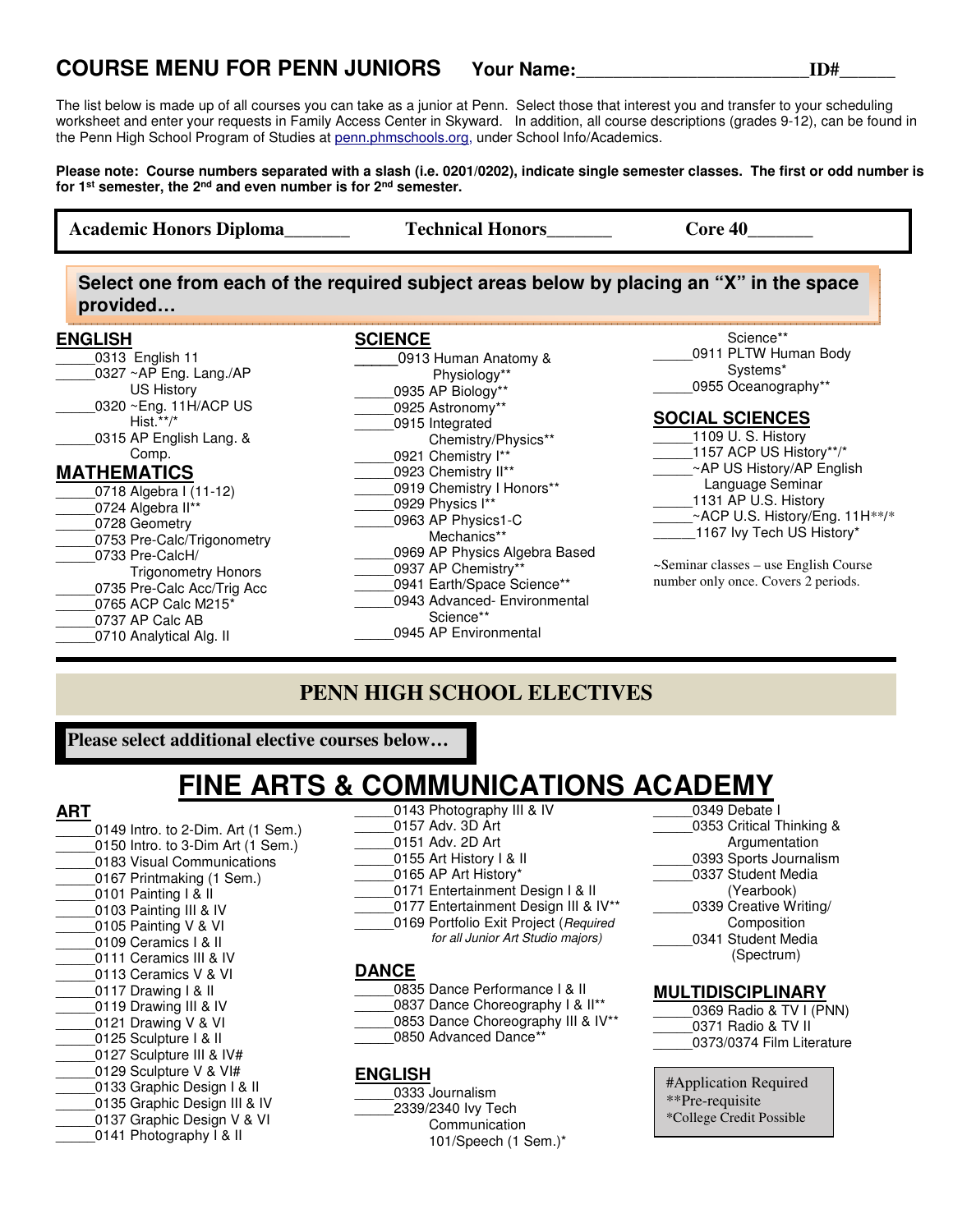# COURSE MENU FOR PENN JUNIORS

**Your Name:________________________ ID#______**

The list below is made up of all courses you can take as a junior at Penn. Select those that interest you and transfer to your scheduling worksheet and enter your requests in Family Access Center in Skyward. In addition, all course descriptions (grades 9-12), can be found in the Penn High School Program of Studies at penn.phmschools.org, under School Info/Academics.

**Please note: Course numbers separated with a slash (i.e. 0201/0202), indicate single semester classes. The first or odd number is for 1st semester, the 2nd and even number is for 2nd semester.**

**Academic Honors Diploma_______ Technical Honors_______ Core 40_______**

**Select one from each of the required subject areas below by placing an "X" in the space provided…**

## ENGLISH

_____0313 English 11
_____0327 ~AP Eng. Lang./AP US History
_____0320 ~Eng. 11H/ACP US Hist.**/*
_____0315 AP English Lang. & Comp.

## MATHEMATICS

_____0718 Algebra I (11-12)
_____0724 Algebra II**
_____0728 Geometry
_____0753 Pre-Calc/Trigonometry
_____0733 Pre-CalcH/ Trigonometry Honors
_____0735 Pre-Calc Acc/Trig Acc
_____0765 ACP Calc M215*
_____0737 AP Calc AB
_____0710 Analytical Alg. II

## SCIENCE

_____0913 Human Anatomy & Physiology**
_____0935 AP Biology**
_____0925 Astronomy**
_____0915 Integrated Chemistry/Physics**
_____0921 Chemistry I**
_____0923 Chemistry II**
_____0919 Chemistry I Honors**
_____0929 Physics I**
_____0963 AP Physics1-C Mechanics**
_____0969 AP Physics Algebra Based
_____0937 AP Chemistry**
_____0941 Earth/Space Science**
_____0943 Advanced- Environmental Science**
_____0945 AP Environmental Science**
_____0911 PLTW Human Body Systems*
_____0955 Oceanography**

## SOCIAL SCIENCES

_____1109 U. S. History
_____1157 ACP US History**/*
_____~AP US History/AP English Language Seminar
_____1131 AP U.S. History
_____~ACP U.S. History/Eng. 11H**/*
_____1167 Ivy Tech US History*

~Seminar classes – use English Course number only once. Covers 2 periods.

# PENN HIGH SCHOOL ELECTIVES

**Please select additional elective courses below…**

# FINE ARTS & COMMUNICATIONS ACADEMY

## ART

_____0149 Intro. to 2-Dim. Art (1 Sem.)
_____0150 Intro. to 3-Dim Art (1 Sem.)
_____0183 Visual Communications
_____0167 Printmaking (1 Sem.)
_____0101 Painting I & II
_____0103 Painting III & IV
_____0105 Painting V & VI
_____0109 Ceramics I & II
_____0111 Ceramics III & IV
_____0113 Ceramics V & VI
_____0117 Drawing I & II
_____0119 Drawing III & IV
_____0121 Drawing V & VI
_____0125 Sculpture I & II
_____0127 Sculpture III & IV#
_____0129 Sculpture V & VI#
_____0133 Graphic Design I & II
_____0135 Graphic Design III & IV
_____0137 Graphic Design V & VI
_____0141 Photography I & II
_____0143 Photography III & IV
_____0157 Adv. 3D Art
_____0151 Adv. 2D Art
_____0155 Art History I & II
_____0165 AP Art History*
_____0171 Entertainment Design I & II
_____0177 Entertainment Design III & IV**
_____0169 Portfolio Exit Project (*Required for all Junior Art Studio majors*)

## DANCE

_____0835 Dance Performance I & II
_____0837 Dance Choreography I & II**
_____0853 Dance Choreography III & IV**
_____0850 Advanced Dance**

## ENGLISH

_____0333 Journalism
_____2339/2340 Ivy Tech Communication 101/Speech (1 Sem.)*
_____0349 Debate I
_____0353 Critical Thinking & Argumentation
_____0393 Sports Journalism
_____0337 Student Media (Yearbook)
_____0339 Creative Writing/ Composition
_____0341 Student Media (Spectrum)

## MULTIDISCIPLINARY

_____0369 Radio & TV I (PNN)
_____0371 Radio & TV II
_____0373/0374 Film Literature

#Application Required
**Pre-requisite
*College Credit Possible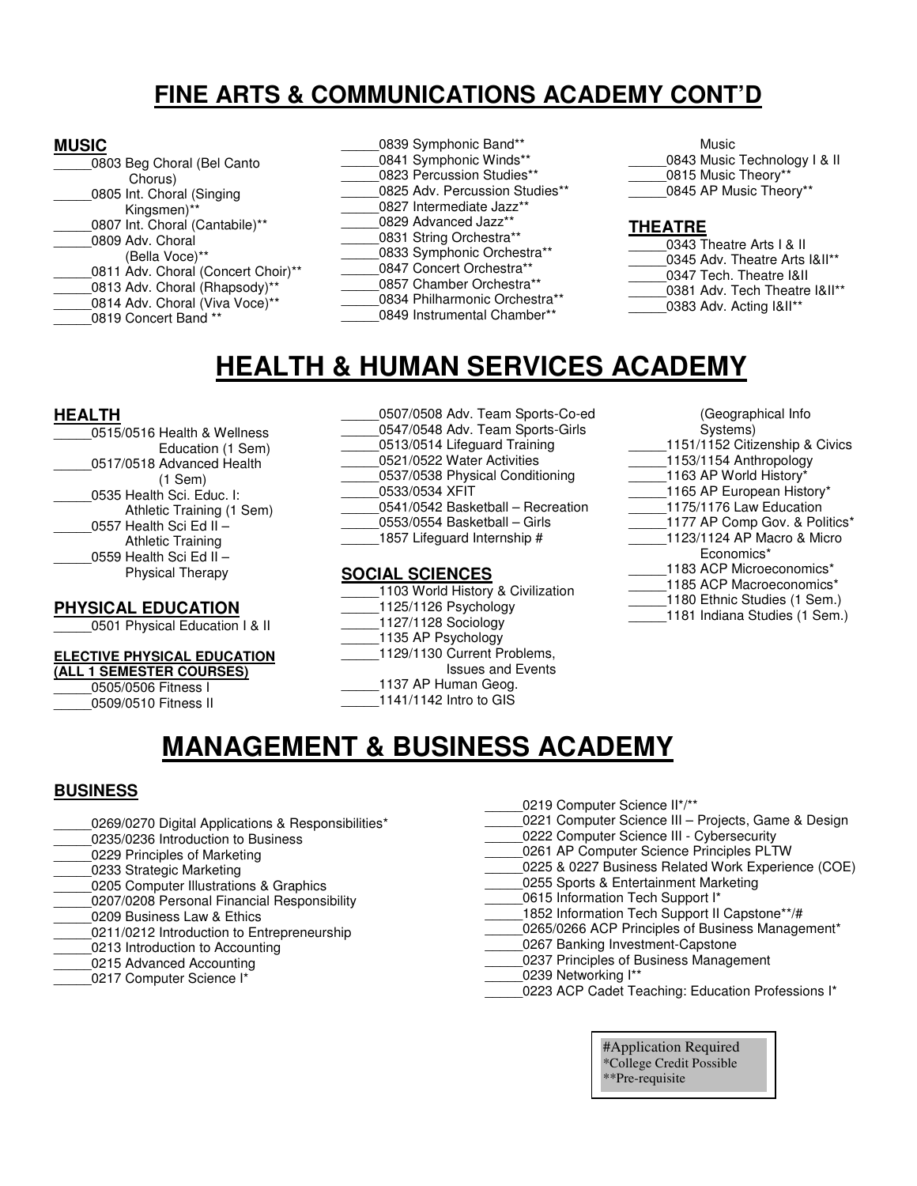# FINE ARTS & COMMUNICATIONS ACADEMY CONT'D

### MUSIC

_____0803 Beg Choral (Bel Canto Chorus)
_____0805 Int. Choral (Singing Kingsmen)**
_____0807 Int. Choral (Cantabile)**
_____0809 Adv. Choral (Bella Voce)**
_____0811 Adv. Choral (Concert Choir)**
_____0813 Adv. Choral (Rhapsody)**
_____0814 Adv. Choral (Viva Voce)**
_____0819 Concert Band **
_____0839 Symphonic Band**
_____0841 Symphonic Winds**
_____0823 Percussion Studies**
_____0825 Adv. Percussion Studies**
_____0827 Intermediate Jazz**
_____0829 Advanced Jazz**
_____0831 String Orchestra**
_____0833 Symphonic Orchestra**
_____0847 Concert Orchestra**
_____0857 Chamber Orchestra**
_____0834 Philharmonic Orchestra**
_____0849 Instrumental Chamber** Music
_____0843 Music Technology I & II
_____0815 Music Theory**
_____0845 AP Music Theory**

### THEATRE

_____0343 Theatre Arts I & II
_____0345 Adv. Theatre Arts I&II**
_____0347 Tech. Theatre I&II
_____0381 Adv. Tech Theatre I&II**
_____0383 Adv. Acting I&II**

# HEALTH & HUMAN SERVICES ACADEMY

### HEALTH

_____0515/0516 Health & Wellness Education (1 Sem)
_____0517/0518 Advanced Health (1 Sem)
_____0535 Health Sci. Educ. I: Athletic Training (1 Sem)
_____0557 Health Sci Ed II – Athletic Training
_____0559 Health Sci Ed II – Physical Therapy

### PHYSICAL EDUCATION

_____0501 Physical Education I & II

#### ELECTIVE PHYSICAL EDUCATION (ALL 1 SEMESTER COURSES)

_____0505/0506 Fitness I
_____0509/0510 Fitness II
_____0507/0508 Adv. Team Sports-Co-ed
_____0547/0548 Adv. Team Sports-Girls
_____0513/0514 Lifeguard Training
_____0521/0522 Water Activities
_____0537/0538 Physical Conditioning
_____0533/0534 XFIT
_____0541/0542 Basketball – Recreation
_____0553/0554 Basketball – Girls
_____1857 Lifeguard Internship #

### SOCIAL SCIENCES

_____1103 World History & Civilization
_____1125/1126 Psychology
_____1127/1128 Sociology
_____1135 AP Psychology
_____1129/1130 Current Problems, Issues and Events
_____1137 AP Human Geog.
_____1141/1142 Intro to GIS (Geographical Info Systems)
_____1151/1152 Citizenship & Civics
_____1153/1154 Anthropology
_____1163 AP World History*
_____1165 AP European History*
_____1175/1176 Law Education
_____1177 AP Comp Gov. & Politics*
_____1123/1124 AP Macro & Micro Economics*
_____1183 ACP Microeconomics*
_____1185 ACP Macroeconomics*
_____1180 Ethnic Studies (1 Sem.)
_____1181 Indiana Studies (1 Sem.)

# MANAGEMENT & BUSINESS ACADEMY

### BUSINESS

_____0269/0270 Digital Applications & Responsibilities*
_____0235/0236 Introduction to Business
_____0229 Principles of Marketing
_____0233 Strategic Marketing
_____0205 Computer Illustrations & Graphics
_____0207/0208 Personal Financial Responsibility
_____0209 Business Law & Ethics
_____0211/0212 Introduction to Entrepreneurship
_____0213 Introduction to Accounting
_____0215 Advanced Accounting
_____0217 Computer Science I*
_____0219 Computer Science II*/**
_____0221 Computer Science III – Projects, Game & Design
_____0222 Computer Science III - Cybersecurity
_____0261 AP Computer Science Principles PLTW
_____0225 & 0227 Business Related Work Experience (COE)
_____0255 Sports & Entertainment Marketing
_____0615 Information Tech Support I*
_____1852 Information Tech Support II Capstone**/#
_____0265/0266 ACP Principles of Business Management*
_____0267 Banking Investment-Capstone
_____0237 Principles of Business Management
_____0239 Networking I**
_____0223 ACP Cadet Teaching: Education Professions I*

#Application Required
*College Credit Possible
**Pre-requisite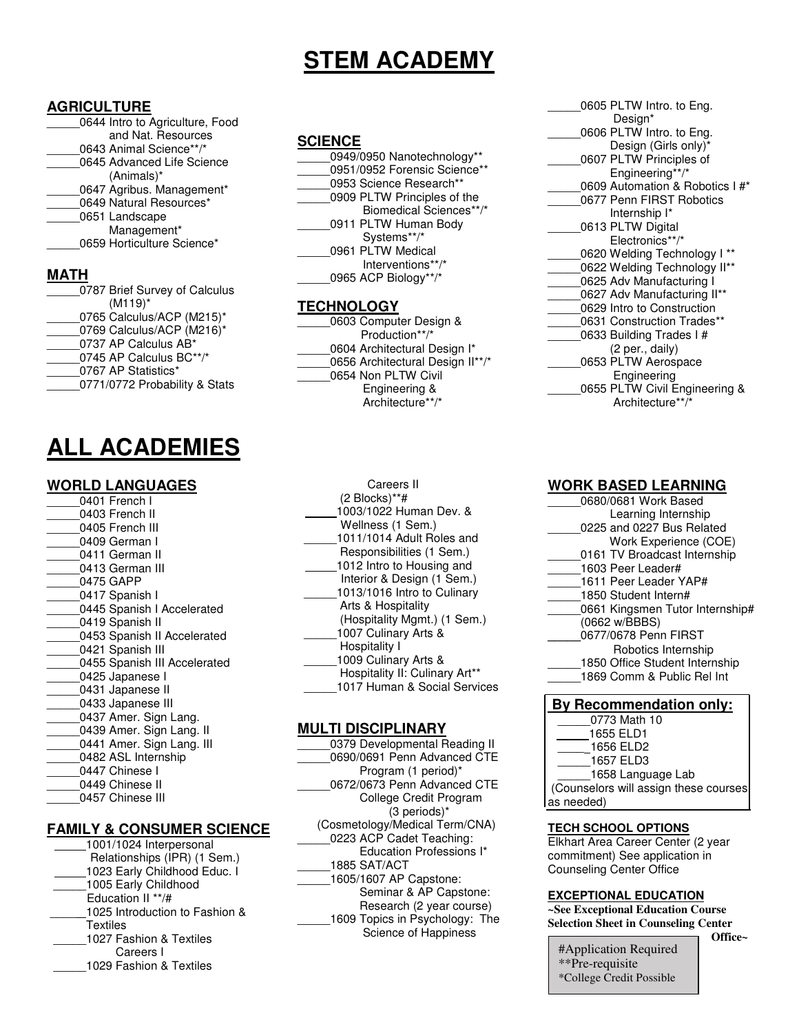# STEM ACADEMY

## AGRICULTURE

_____0644 Intro to Agriculture, Food and Nat. Resources
_____0643 Animal Science**/*
_____0645 Advanced Life Science (Animals)*
_____0647 Agribus. Management*
_____0649 Natural Resources*
_____0651 Landscape Management*
_____0659 Horticulture Science*

## MATH

_____0787 Brief Survey of Calculus (M119)*
_____0765 Calculus/ACP (M215)*
_____0769 Calculus/ACP (M216)*
_____0737 AP Calculus AB*
_____0745 AP Calculus BC**/*
_____0767 AP Statistics*
_____0771/0772 Probability & Stats

## SCIENCE

_____0949/0950 Nanotechnology**
_____0951/0952 Forensic Science**
_____0953 Science Research**
_____0909 PLTW Principles of the Biomedical Sciences**/*
_____0911 PLTW Human Body Systems**/*
_____0961 PLTW Medical Interventions**/*
_____0965 ACP Biology**/*

## TECHNOLOGY

_____0603 Computer Design & Production**/*
_____0604 Architectural Design I*
_____0656 Architectural Design II**/*
_____0654 Non PLTW Civil Engineering & Architecture**/*
_____0605 PLTW Intro. to Eng. Design*
_____0606 PLTW Intro. to Eng. Design (Girls only)*
_____0607 PLTW Principles of Engineering**/*
_____0609 Automation & Robotics I #*
_____0677 Penn FIRST Robotics Internship I*
_____0613 PLTW Digital Electronics**/*
_____0620 Welding Technology I **
_____0622 Welding Technology II**
_____0625 Adv Manufacturing I
_____0627 Adv Manufacturing II**
_____0629 Intro to Construction
_____0631 Construction Trades**
_____0633 Building Trades I # (2 per., daily)
_____0653 PLTW Aerospace Engineering
_____0655 PLTW Civil Engineering & Architecture**/*

# ALL ACADEMIES

## WORLD LANGUAGES

_____0401 French I
_____0403 French II
_____0405 French III
_____0409 German I
_____0411 German II
_____0413 German III
_____0475 GAPP
_____0417 Spanish I
_____0445 Spanish I Accelerated
_____0419 Spanish II
_____0453 Spanish II Accelerated
_____0421 Spanish III
_____0455 Spanish III Accelerated
_____0425 Japanese I
_____0431 Japanese II
_____0433 Japanese III
_____0437 Amer. Sign Lang.
_____0439 Amer. Sign Lang. II
_____0441 Amer. Sign Lang. III
_____0482 ASL Internship
_____0447 Chinese I
_____0449 Chinese II
_____0457 Chinese III

## FAMILY & CONSUMER SCIENCE

_____1001/1024 Interpersonal Relationships (IPR) (1 Sem.)
_____1023 Early Childhood Educ. I
_____1005 Early Childhood Education II **/#
_____1025 Introduction to Fashion & Textiles
_____1027 Fashion & Textiles Careers I
_____1029 Fashion & Textiles Careers II (2 Blocks)**#
_____1003/1022 Human Dev. & Wellness (1 Sem.)
_____1011/1014 Adult Roles and Responsibilities (1 Sem.)
_____1012 Intro to Housing and Interior & Design (1 Sem.)
_____1013/1016 Intro to Culinary Arts & Hospitality (Hospitality Mgmt.) (1 Sem.)
_____1007 Culinary Arts & Hospitality I
_____1009 Culinary Arts & Hospitality II: Culinary Art**
_____1017 Human & Social Services

## MULTI DISCIPLINARY

_____0379 Developmental Reading II
_____0690/0691 Penn Advanced CTE Program (1 period)*
_____0672/0673 Penn Advanced CTE College Credit Program (3 periods)* (Cosmetology/Medical Term/CNA)
_____0223 ACP Cadet Teaching: Education Professions I*
_____1885 SAT/ACT
_____1605/1607 AP Capstone: Seminar & AP Capstone: Research (2 year course)
_____1609 Topics in Psychology: The Science of Happiness

## WORK BASED LEARNING

_____0680/0681 Work Based Learning Internship
_____0225 and 0227 Bus Related Work Experience (COE)
_____0161 TV Broadcast Internship
_____1603 Peer Leader#
_____1611 Peer Leader YAP#
_____1850 Student Intern#
_____0661 Kingsmen Tutor Internship# (0662 w/BBBS)
_____0677/0678 Penn FIRST Robotics Internship
_____1850 Office Student Internship
_____1869 Comm & Public Rel Int

### By Recommendation only:

_____0773 Math 10
_____1655 ELD1
_____1656 ELD2
_____1657 ELD3
_____1658 Language Lab
(Counselors will assign these courses as needed)

### TECH SCHOOL OPTIONS

Elkhart Area Career Center (2 year commitment) See application in Counseling Center Office

### EXCEPTIONAL EDUCATION

**~See Exceptional Education Course Selection Sheet in Counseling Center Office~**

#Application Required
**Pre-requisite
*College Credit Possible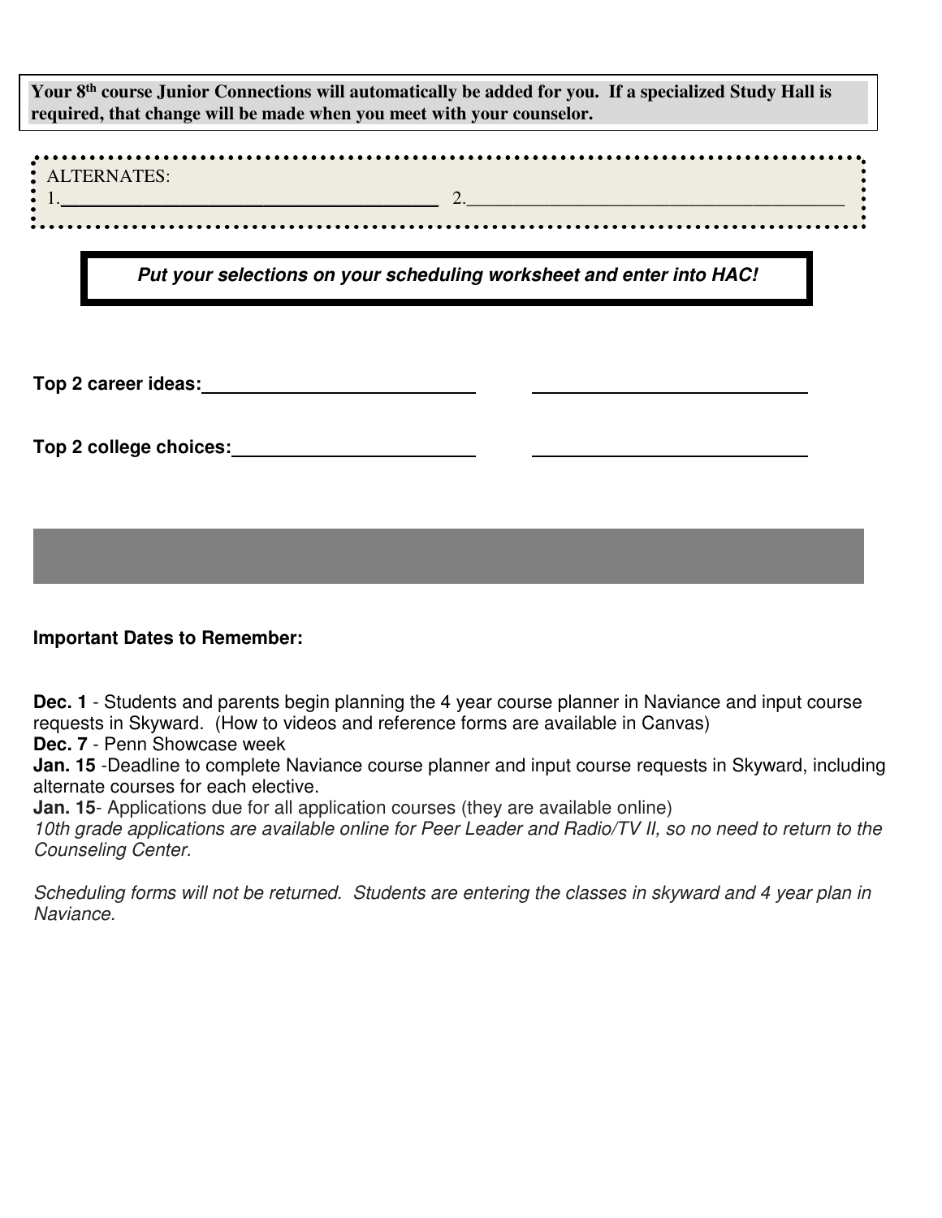**Your 8th course Junior Connections will automatically be added for you. If a specialized Study Hall is required, that change will be made when you meet with your counselor.**

ALTERNATES:
1.________________________________________ 2.________________________________________

***Put your selections on your scheduling worksheet and enter into HAC!***

**Top 2 career ideas:**____________________________ ____________________________

**Top 2 college choices:**____________________________ ____________________________

**Important Dates to Remember:**

**Dec. 1** - Students and parents begin planning the 4 year course planner in Naviance and input course requests in Skyward. (How to videos and reference forms are available in Canvas)
**Dec. 7** - Penn Showcase week
**Jan. 15** -Deadline to complete Naviance course planner and input course requests in Skyward, including alternate courses for each elective.
**Jan. 15**- Applications due for all application courses (they are available online)
*10th grade applications are available online for Peer Leader and Radio/TV II, so no need to return to the Counseling Center.*

*Scheduling forms will not be returned. Students are entering the classes in skyward and 4 year plan in Naviance.*